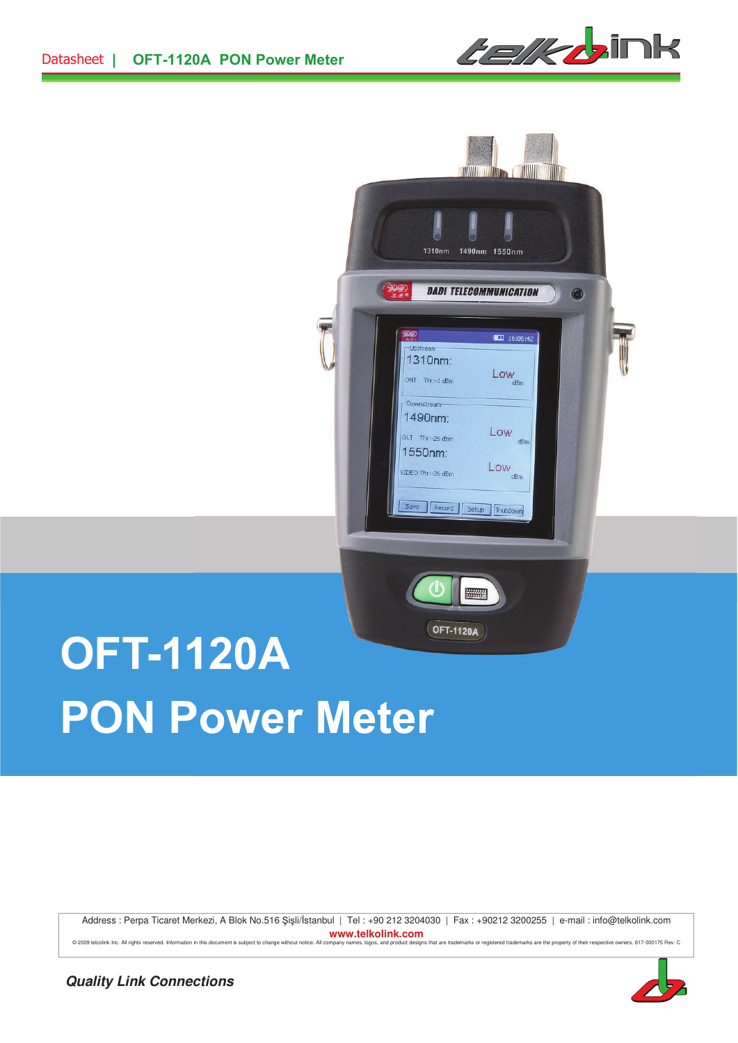# OFT-1120A

# PON Power Meter

Address : Perpa Ticaret Merkezi, A Blok No.516 Şişli/İstanbul | Tel : +90 212 3204030 | Fax : +90212 3200255 | e-mail : info@telkolink.com

**www.telkolink.com**

© 2009 telcolink Inc. All rights reserved. Information in this document is subject to change without notice. All company names, logos, and product designs that are trademarks or registered trademarks are the property of their respective owners. 617-000175 Rev. C

***Quality Link Connections***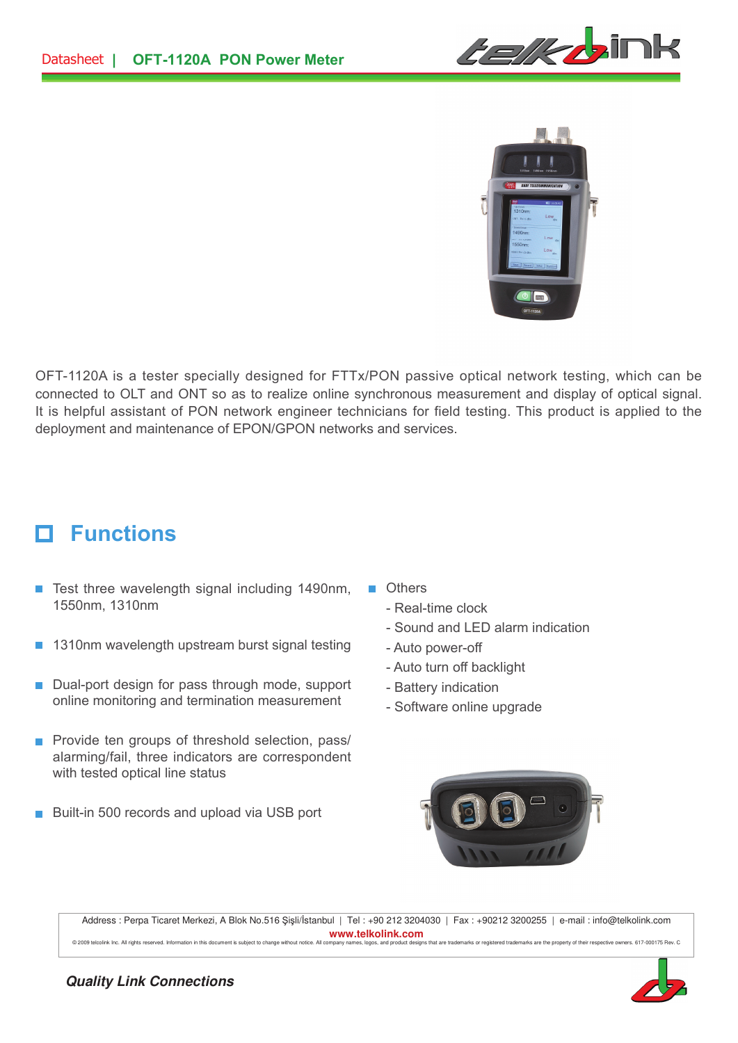OFT-1120A is a tester specially designed for FTTx/PON passive optical network testing, which can be connected to OLT and ONT so as to realize online synchronous measurement and display of optical signal. It is helpful assistant of PON network engineer technicians for field testing. This product is applied to the deployment and maintenance of EPON/GPON networks and services.

## Functions

- Test three wavelength signal including 1490nm, 1550nm, 1310nm
- 1310nm wavelength upstream burst signal testing
- Dual-port design for pass through mode, support online monitoring and termination measurement
- Provide ten groups of threshold selection, pass/alarming/fail, three indicators are correspondent with tested optical line status
- Built-in 500 records and upload via USB port
- Others
  - Real-time clock
  - Sound and LED alarm indication
  - Auto power-off
  - Auto turn off backlight
  - Battery indication
  - Software online upgrade

Address : Perpa Ticaret Merkezi, A Blok No.516 Şişli/İstanbul | Tel : +90 212 3204030 | Fax : +90212 3200255 | e-mail : info@telkolink.com

www.telkolink.com

© 2009 telcolink Inc. All rights reserved. Information in this document is subject to change without notice. All company names, logos, and product designs that are trademarks or registered trademarks are the property of their respective owners. 617-000175 Rev. C

*Quality Link Connections*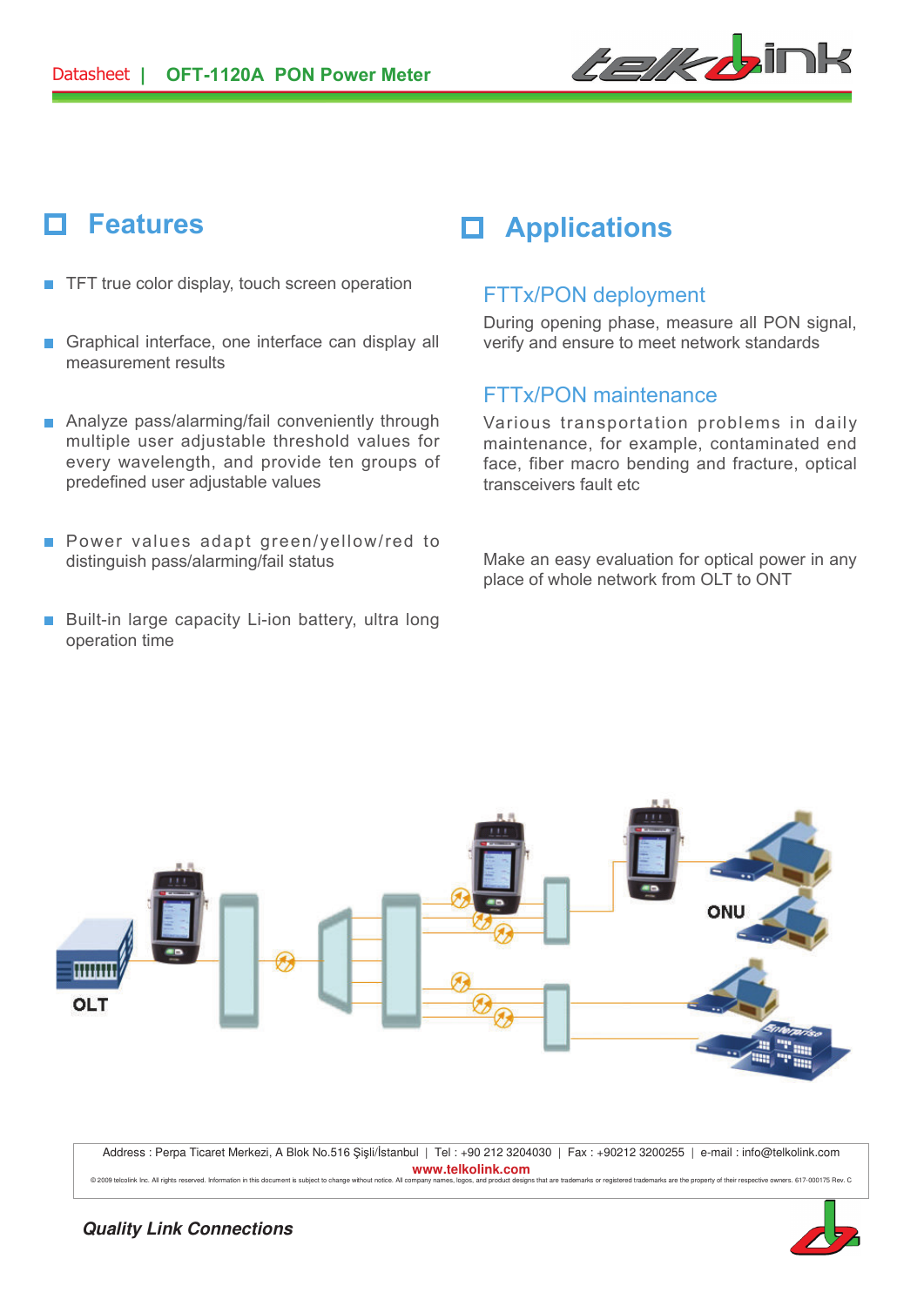## Features

- TFT true color display, touch screen operation
- Graphical interface, one interface can display all measurement results
- Analyze pass/alarming/fail conveniently through multiple user adjustable threshold values for every wavelength, and provide ten groups of predefined user adjustable values
- Power values adapt green/yellow/red to distinguish pass/alarming/fail status
- Built-in large capacity Li-ion battery, ultra long operation time

## Applications

### FTTx/PON deployment

During opening phase, measure all PON signal, verify and ensure to meet network standards

### FTTx/PON maintenance

Various transportation problems in daily maintenance, for example, contaminated end face, fiber macro bending and fracture, optical transceivers fault etc

Make an easy evaluation for optical power in any place of whole network from OLT to ONT

OLT

ONU

Address : Perpa Ticaret Merkezi, A Blok No.516 Şişli/İstanbul | Tel : +90 212 3204030 | Fax : +90212 3200255 | e-mail : info@telkolink.com

**www.telkolink.com**

© 2009 telcolink Inc. All rights reserved. Information in this document is subject to change without notice. All company names, logos, and product designs that are trademarks or registered trademarks are the property of their respective owners. 617-000175 Rev. C

***Quality Link Connections***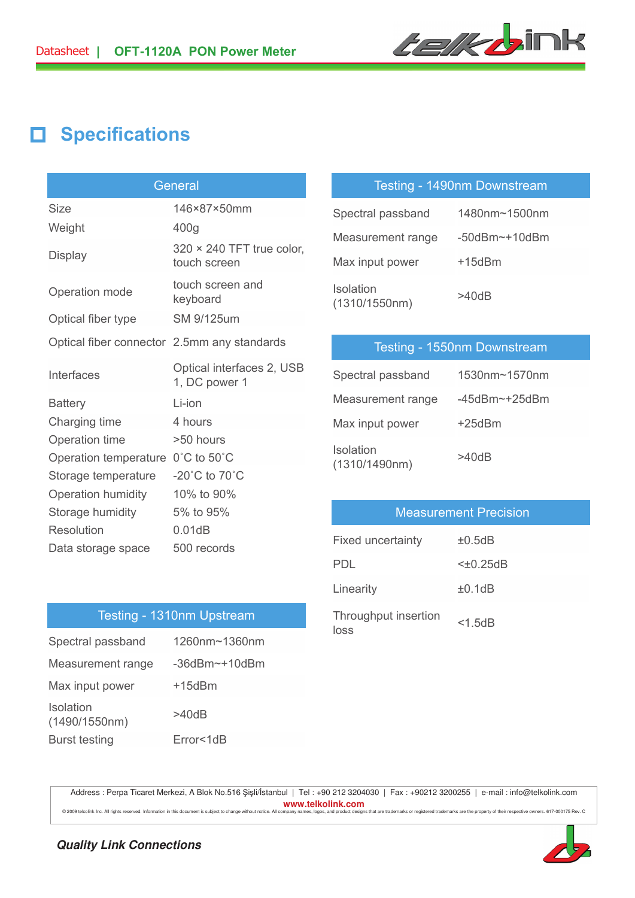## Specifications

| General | |
|---|---|
| Size | 146×87×50mm |
| Weight | 400g |
| Display | 320 × 240 TFT true color, touch screen |
| Operation mode | touch screen and keyboard |
| Optical fiber type | SM 9/125um |
| Optical fiber connector | 2.5mm any standards |
| Interfaces | Optical interfaces 2, USB 1, DC power 1 |
| Battery | Li-ion |
| Charging time | 4 hours |
| Operation time | >50 hours |
| Operation temperature | 0˚C to 50˚C |
| Storage temperature | -20˚C to 70˚C |
| Operation humidity | 10% to 90% |
| Storage humidity | 5% to 95% |
| Resolution | 0.01dB |
| Data storage space | 500 records |

| Testing - 1310nm Upstream | |
|---|---|
| Spectral passband | 1260nm~1360nm |
| Measurement range | -36dBm~+10dBm |
| Max input power | +15dBm |
| Isolation (1490/1550nm) | >40dB |
| Burst testing | Error<1dB |

| Testing - 1490nm Downstream | |
|---|---|
| Spectral passband | 1480nm~1500nm |
| Measurement range | -50dBm~+10dBm |
| Max input power | +15dBm |
| Isolation (1310/1550nm) | >40dB |

| Testing - 1550nm Downstream | |
|---|---|
| Spectral passband | 1530nm~1570nm |
| Measurement range | -45dBm~+25dBm |
| Max input power | +25dBm |
| Isolation (1310/1490nm) | >40dB |

| Measurement Precision | |
|---|---|
| Fixed uncertainty | ±0.5dB |
| PDL | <±0.25dB |
| Linearity | ±0.1dB |
| Throughput insertion loss | <1.5dB |

Address : Perpa Ticaret Merkezi, A Blok No.516 Şişli/İstanbul | Tel : +90 212 3204030 | Fax : +90212 3200255 | e-mail : info@telkolink.com
www.telkolink.com
© 2009 telcolink Inc. All rights reserved. Information in this document is subject to change without notice. All company names, logos, and product designs that are trademarks or registered trademarks are the property of their respective owners. 617-000175 Rev. C

*Quality Link Connections*